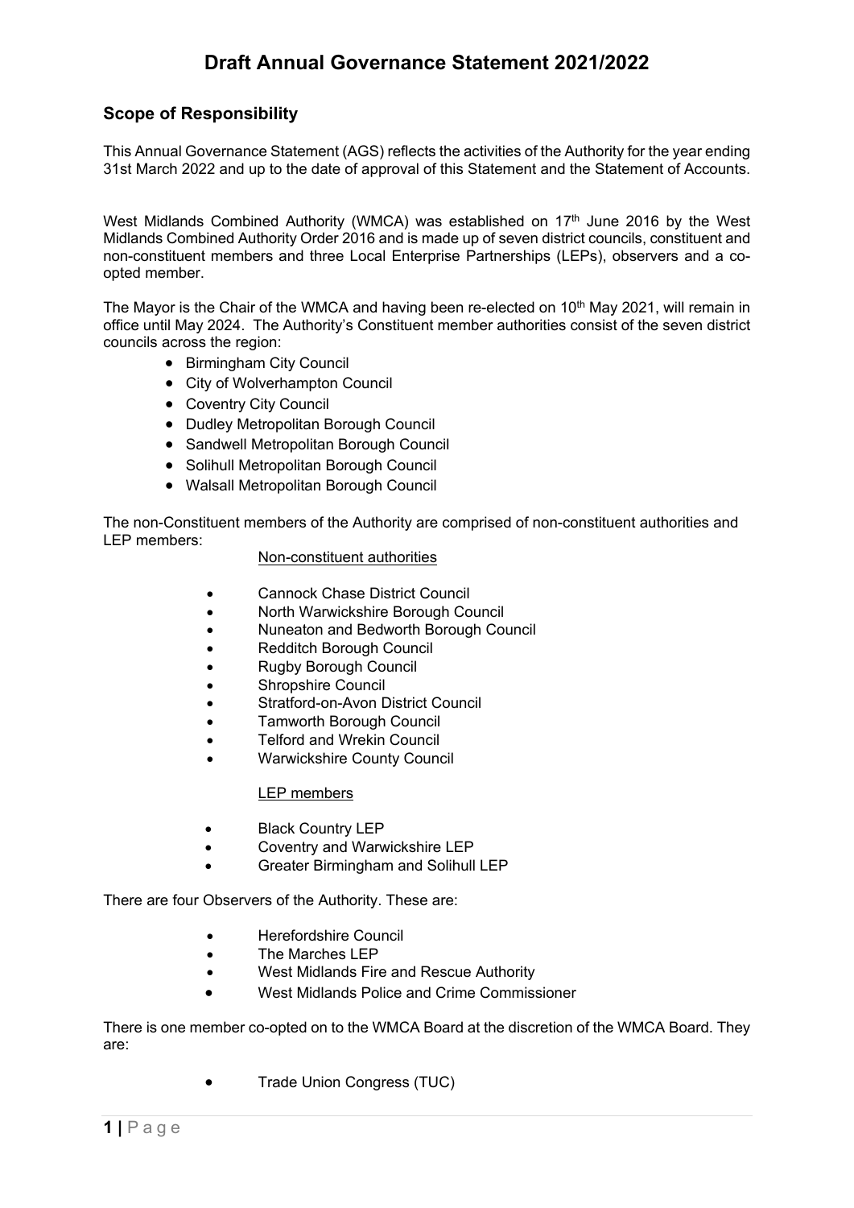# Draft Annual Governance Statement 2021/2022

## Scope of Responsibility

This Annual Governance Statement (AGS) reflects the activities of the Authority for the year ending 31st March 2022 and up to the date of approval of this Statement and the Statement of Accounts.

West Midlands Combined Authority (WMCA) was established on 17th June 2016 by the West Midlands Combined Authority Order 2016 and is made up of seven district councils, constituent and non-constituent members and three Local Enterprise Partnerships (LEPs), observers and a co-opted member.

The Mayor is the Chair of the WMCA and having been re-elected on 10th May 2021, will remain in office until May 2024. The Authority's Constituent member authorities consist of the seven district councils across the region:

- Birmingham City Council
- City of Wolverhampton Council
- Coventry City Council
- Dudley Metropolitan Borough Council
- Sandwell Metropolitan Borough Council
- Solihull Metropolitan Borough Council
- Walsall Metropolitan Borough Council

The non-Constituent members of the Authority are comprised of non-constituent authorities and LEP members:

Non-constituent authorities

- Cannock Chase District Council
- North Warwickshire Borough Council
- Nuneaton and Bedworth Borough Council
- Redditch Borough Council
- Rugby Borough Council
- Shropshire Council
- Stratford-on-Avon District Council
- Tamworth Borough Council
- Telford and Wrekin Council
- Warwickshire County Council

LEP members

- Black Country LEP
- Coventry and Warwickshire LEP
- Greater Birmingham and Solihull LEP

There are four Observers of the Authority. These are:

- Herefordshire Council
- The Marches LEP
- West Midlands Fire and Rescue Authority
- West Midlands Police and Crime Commissioner

There is one member co-opted on to the WMCA Board at the discretion of the WMCA Board. They are:

- Trade Union Congress (TUC)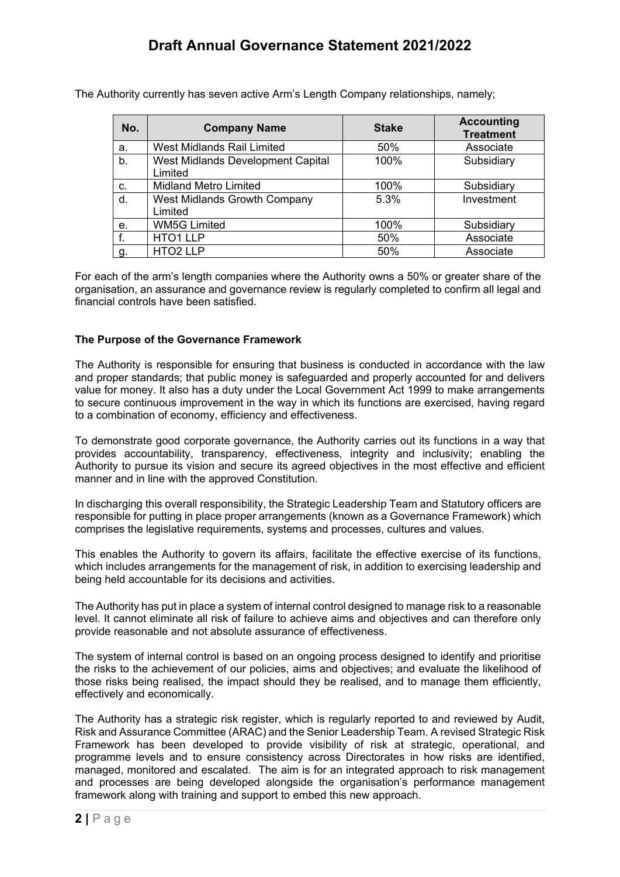The Authority currently has seven active Arm's Length Company relationships, namely;

| No. | Company Name | Stake | Accounting Treatment |
|---|---|---|---|
| a. | West Midlands Rail Limited | 50% | Associate |
| b. | West Midlands Development Capital Limited | 100% | Subsidiary |
| c. | Midland Metro Limited | 100% | Subsidiary |
| d. | West Midlands Growth Company Limited | 5.3% | Investment |
| e. | WM5G Limited | 100% | Subsidiary |
| f. | HTO1 LLP | 50% | Associate |
| g. | HTO2 LLP | 50% | Associate |

For each of the arm's length companies where the Authority owns a 50% or greater share of the organisation, an assurance and governance review is regularly completed to confirm all legal and financial controls have been satisfied.

**The Purpose of the Governance Framework**

The Authority is responsible for ensuring that business is conducted in accordance with the law and proper standards; that public money is safeguarded and properly accounted for and delivers value for money. It also has a duty under the Local Government Act 1999 to make arrangements to secure continuous improvement in the way in which its functions are exercised, having regard to a combination of economy, efficiency and effectiveness.

To demonstrate good corporate governance, the Authority carries out its functions in a way that provides accountability, transparency, effectiveness, integrity and inclusivity; enabling the Authority to pursue its vision and secure its agreed objectives in the most effective and efficient manner and in line with the approved Constitution.

In discharging this overall responsibility, the Strategic Leadership Team and Statutory officers are responsible for putting in place proper arrangements (known as a Governance Framework) which comprises the legislative requirements, systems and processes, cultures and values.

This enables the Authority to govern its affairs, facilitate the effective exercise of its functions, which includes arrangements for the management of risk, in addition to exercising leadership and being held accountable for its decisions and activities.

The Authority has put in place a system of internal control designed to manage risk to a reasonable level. It cannot eliminate all risk of failure to achieve aims and objectives and can therefore only provide reasonable and not absolute assurance of effectiveness.

The system of internal control is based on an ongoing process designed to identify and prioritise the risks to the achievement of our policies, aims and objectives; and evaluate the likelihood of those risks being realised, the impact should they be realised, and to manage them efficiently, effectively and economically.

The Authority has a strategic risk register, which is regularly reported to and reviewed by Audit, Risk and Assurance Committee (ARAC) and the Senior Leadership Team. A revised Strategic Risk Framework has been developed to provide visibility of risk at strategic, operational, and programme levels and to ensure consistency across Directorates in how risks are identified, managed, monitored and escalated. The aim is for an integrated approach to risk management and processes are being developed alongside the organisation's performance management framework along with training and support to embed this new approach.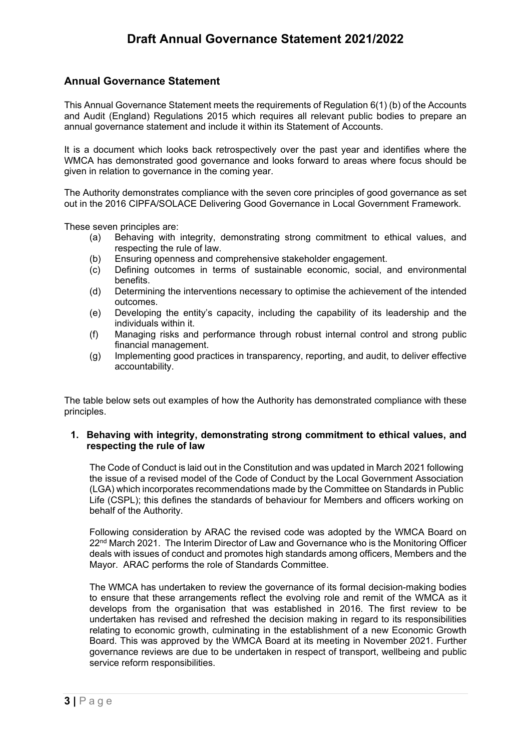## Annual Governance Statement

This Annual Governance Statement meets the requirements of Regulation 6(1) (b) of the Accounts and Audit (England) Regulations 2015 which requires all relevant public bodies to prepare an annual governance statement and include it within its Statement of Accounts.

It is a document which looks back retrospectively over the past year and identifies where the WMCA has demonstrated good governance and looks forward to areas where focus should be given in relation to governance in the coming year.

The Authority demonstrates compliance with the seven core principles of good governance as set out in the 2016 CIPFA/SOLACE Delivering Good Governance in Local Government Framework.

These seven principles are:

- (a) Behaving with integrity, demonstrating strong commitment to ethical values, and respecting the rule of law.
- (b) Ensuring openness and comprehensive stakeholder engagement.
- (c) Defining outcomes in terms of sustainable economic, social, and environmental benefits.
- (d) Determining the interventions necessary to optimise the achievement of the intended outcomes.
- (e) Developing the entity's capacity, including the capability of its leadership and the individuals within it.
- (f) Managing risks and performance through robust internal control and strong public financial management.
- (g) Implementing good practices in transparency, reporting, and audit, to deliver effective accountability.

The table below sets out examples of how the Authority has demonstrated compliance with these principles.

### 1. Behaving with integrity, demonstrating strong commitment to ethical values, and respecting the rule of law

The Code of Conduct is laid out in the Constitution and was updated in March 2021 following the issue of a revised model of the Code of Conduct by the Local Government Association (LGA) which incorporates recommendations made by the Committee on Standards in Public Life (CSPL); this defines the standards of behaviour for Members and officers working on behalf of the Authority.

Following consideration by ARAC the revised code was adopted by the WMCA Board on 22nd March 2021. The Interim Director of Law and Governance who is the Monitoring Officer deals with issues of conduct and promotes high standards among officers, Members and the Mayor. ARAC performs the role of Standards Committee.

The WMCA has undertaken to review the governance of its formal decision-making bodies to ensure that these arrangements reflect the evolving role and remit of the WMCA as it develops from the organisation that was established in 2016. The first review to be undertaken has revised and refreshed the decision making in regard to its responsibilities relating to economic growth, culminating in the establishment of a new Economic Growth Board. This was approved by the WMCA Board at its meeting in November 2021. Further governance reviews are due to be undertaken in respect of transport, wellbeing and public service reform responsibilities.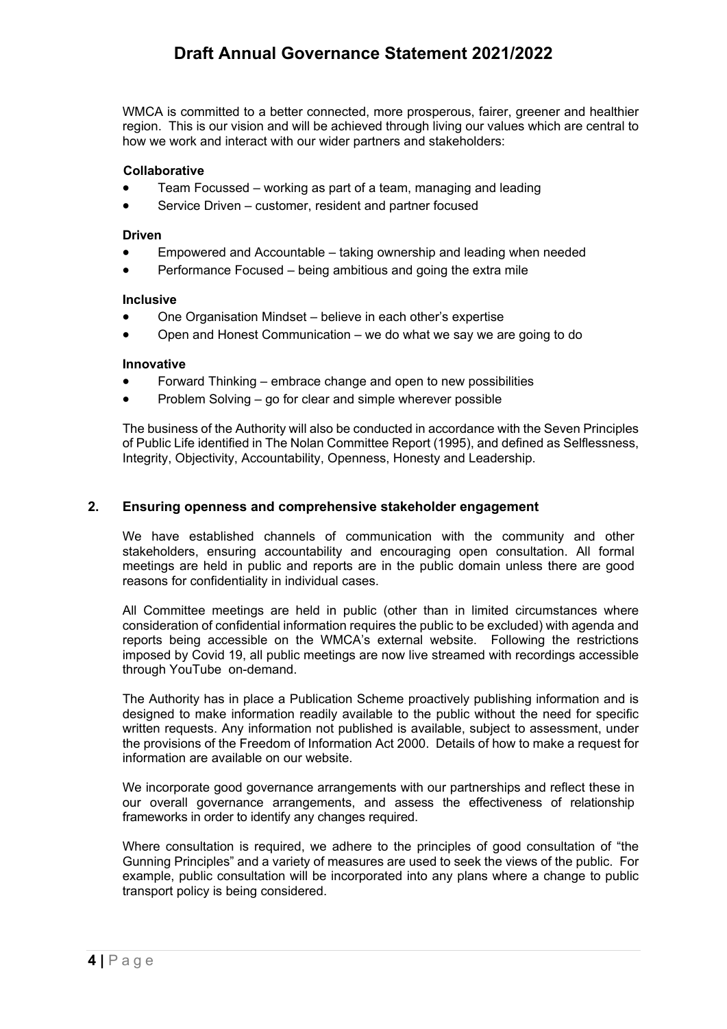WMCA is committed to a better connected, more prosperous, fairer, greener and healthier region. This is our vision and will be achieved through living our values which are central to how we work and interact with our wider partners and stakeholders:

**Collaborative**

- Team Focussed – working as part of a team, managing and leading
- Service Driven – customer, resident and partner focused

**Driven**

- Empowered and Accountable – taking ownership and leading when needed
- Performance Focused – being ambitious and going the extra mile

**Inclusive**

- One Organisation Mindset – believe in each other's expertise
- Open and Honest Communication – we do what we say we are going to do

**Innovative**

- Forward Thinking – embrace change and open to new possibilities
- Problem Solving – go for clear and simple wherever possible

The business of the Authority will also be conducted in accordance with the Seven Principles of Public Life identified in The Nolan Committee Report (1995), and defined as Selflessness, Integrity, Objectivity, Accountability, Openness, Honesty and Leadership.

## 2. Ensuring openness and comprehensive stakeholder engagement

We have established channels of communication with the community and other stakeholders, ensuring accountability and encouraging open consultation. All formal meetings are held in public and reports are in the public domain unless there are good reasons for confidentiality in individual cases.

All Committee meetings are held in public (other than in limited circumstances where consideration of confidential information requires the public to be excluded) with agenda and reports being accessible on the WMCA's external website. Following the restrictions imposed by Covid 19, all public meetings are now live streamed with recordings accessible through YouTube on-demand.

The Authority has in place a Publication Scheme proactively publishing information and is designed to make information readily available to the public without the need for specific written requests. Any information not published is available, subject to assessment, under the provisions of the Freedom of Information Act 2000. Details of how to make a request for information are available on our website.

We incorporate good governance arrangements with our partnerships and reflect these in our overall governance arrangements, and assess the effectiveness of relationship frameworks in order to identify any changes required.

Where consultation is required, we adhere to the principles of good consultation of "the Gunning Principles" and a variety of measures are used to seek the views of the public. For example, public consultation will be incorporated into any plans where a change to public transport policy is being considered.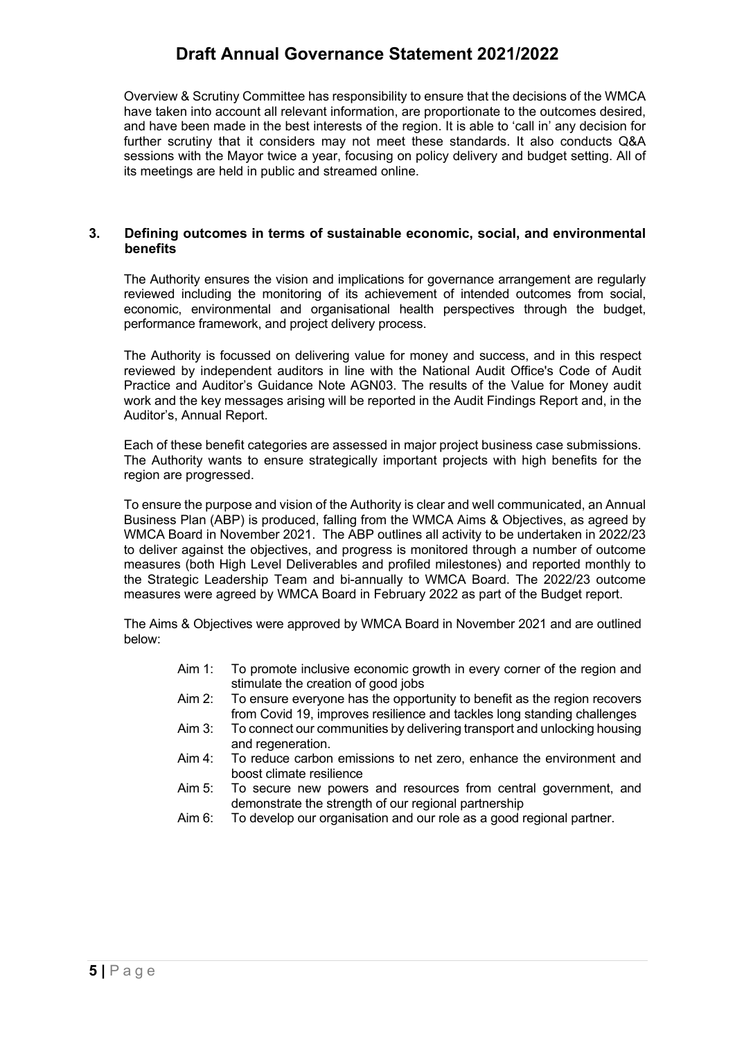Overview & Scrutiny Committee has responsibility to ensure that the decisions of the WMCA have taken into account all relevant information, are proportionate to the outcomes desired, and have been made in the best interests of the region. It is able to 'call in' any decision for further scrutiny that it considers may not meet these standards. It also conducts Q&A sessions with the Mayor twice a year, focusing on policy delivery and budget setting. All of its meetings are held in public and streamed online.

## 3. Defining outcomes in terms of sustainable economic, social, and environmental benefits

The Authority ensures the vision and implications for governance arrangement are regularly reviewed including the monitoring of its achievement of intended outcomes from social, economic, environmental and organisational health perspectives through the budget, performance framework, and project delivery process.

The Authority is focussed on delivering value for money and success, and in this respect reviewed by independent auditors in line with the National Audit Office's Code of Audit Practice and Auditor's Guidance Note AGN03. The results of the Value for Money audit work and the key messages arising will be reported in the Audit Findings Report and, in the Auditor's, Annual Report.

Each of these benefit categories are assessed in major project business case submissions. The Authority wants to ensure strategically important projects with high benefits for the region are progressed.

To ensure the purpose and vision of the Authority is clear and well communicated, an Annual Business Plan (ABP) is produced, falling from the WMCA Aims & Objectives, as agreed by WMCA Board in November 2021. The ABP outlines all activity to be undertaken in 2022/23 to deliver against the objectives, and progress is monitored through a number of outcome measures (both High Level Deliverables and profiled milestones) and reported monthly to the Strategic Leadership Team and bi-annually to WMCA Board. The 2022/23 outcome measures were agreed by WMCA Board in February 2022 as part of the Budget report.

The Aims & Objectives were approved by WMCA Board in November 2021 and are outlined below:

- Aim 1: To promote inclusive economic growth in every corner of the region and stimulate the creation of good jobs
- Aim 2: To ensure everyone has the opportunity to benefit as the region recovers from Covid 19, improves resilience and tackles long standing challenges
- Aim 3: To connect our communities by delivering transport and unlocking housing and regeneration.
- Aim 4: To reduce carbon emissions to net zero, enhance the environment and boost climate resilience
- Aim 5: To secure new powers and resources from central government, and demonstrate the strength of our regional partnership
- Aim 6: To develop our organisation and our role as a good regional partner.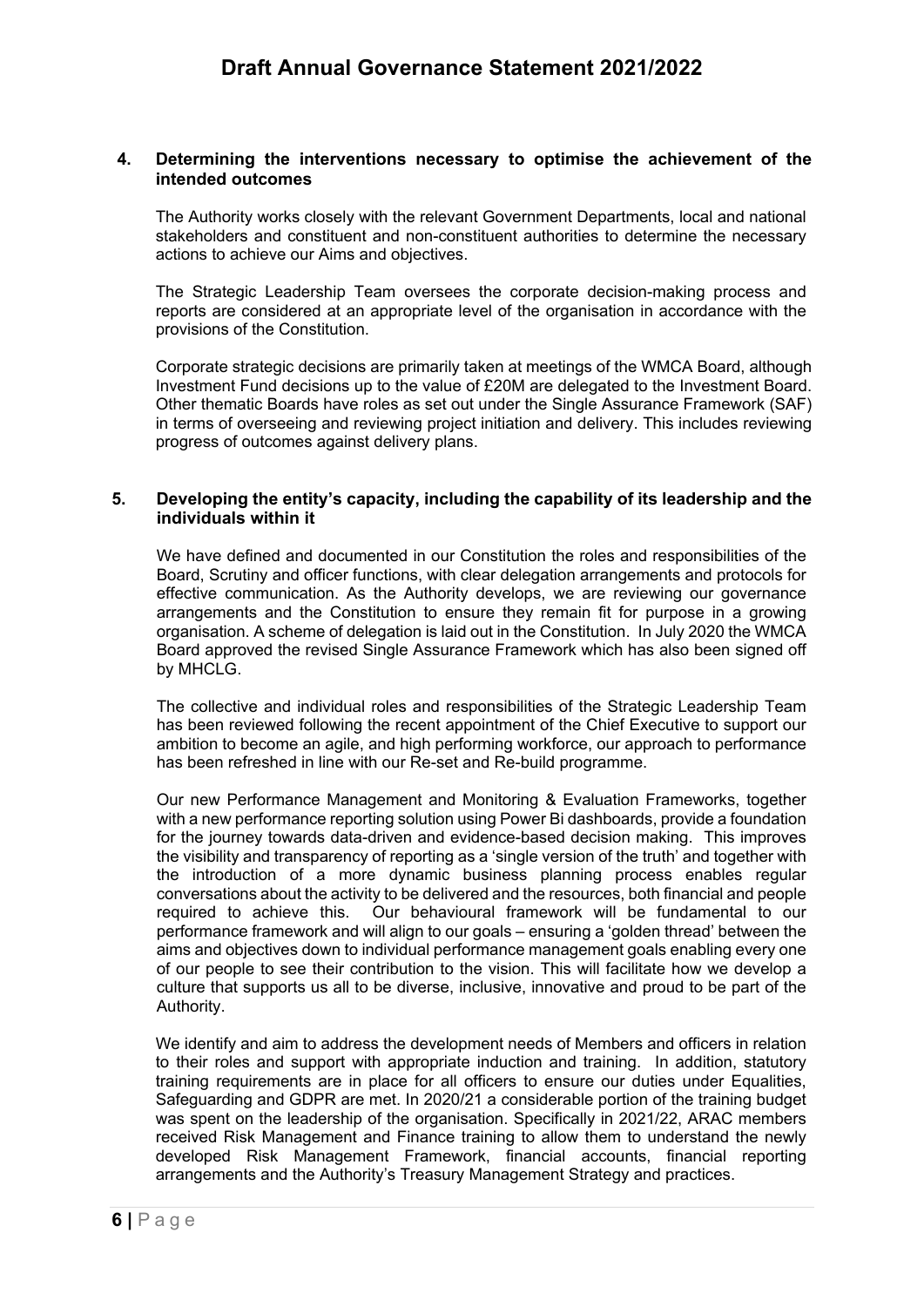## 4. Determining the interventions necessary to optimise the achievement of the intended outcomes

The Authority works closely with the relevant Government Departments, local and national stakeholders and constituent and non-constituent authorities to determine the necessary actions to achieve our Aims and objectives.

The Strategic Leadership Team oversees the corporate decision-making process and reports are considered at an appropriate level of the organisation in accordance with the provisions of the Constitution.

Corporate strategic decisions are primarily taken at meetings of the WMCA Board, although Investment Fund decisions up to the value of £20M are delegated to the Investment Board. Other thematic Boards have roles as set out under the Single Assurance Framework (SAF) in terms of overseeing and reviewing project initiation and delivery. This includes reviewing progress of outcomes against delivery plans.

## 5. Developing the entity's capacity, including the capability of its leadership and the individuals within it

We have defined and documented in our Constitution the roles and responsibilities of the Board, Scrutiny and officer functions, with clear delegation arrangements and protocols for effective communication. As the Authority develops, we are reviewing our governance arrangements and the Constitution to ensure they remain fit for purpose in a growing organisation. A scheme of delegation is laid out in the Constitution. In July 2020 the WMCA Board approved the revised Single Assurance Framework which has also been signed off by MHCLG.

The collective and individual roles and responsibilities of the Strategic Leadership Team has been reviewed following the recent appointment of the Chief Executive to support our ambition to become an agile, and high performing workforce, our approach to performance has been refreshed in line with our Re-set and Re-build programme.

Our new Performance Management and Monitoring & Evaluation Frameworks, together with a new performance reporting solution using Power Bi dashboards, provide a foundation for the journey towards data-driven and evidence-based decision making. This improves the visibility and transparency of reporting as a 'single version of the truth' and together with the introduction of a more dynamic business planning process enables regular conversations about the activity to be delivered and the resources, both financial and people required to achieve this. Our behavioural framework will be fundamental to our performance framework and will align to our goals – ensuring a 'golden thread' between the aims and objectives down to individual performance management goals enabling every one of our people to see their contribution to the vision. This will facilitate how we develop a culture that supports us all to be diverse, inclusive, innovative and proud to be part of the Authority.

We identify and aim to address the development needs of Members and officers in relation to their roles and support with appropriate induction and training. In addition, statutory training requirements are in place for all officers to ensure our duties under Equalities, Safeguarding and GDPR are met. In 2020/21 a considerable portion of the training budget was spent on the leadership of the organisation. Specifically in 2021/22, ARAC members received Risk Management and Finance training to allow them to understand the newly developed Risk Management Framework, financial accounts, financial reporting arrangements and the Authority's Treasury Management Strategy and practices.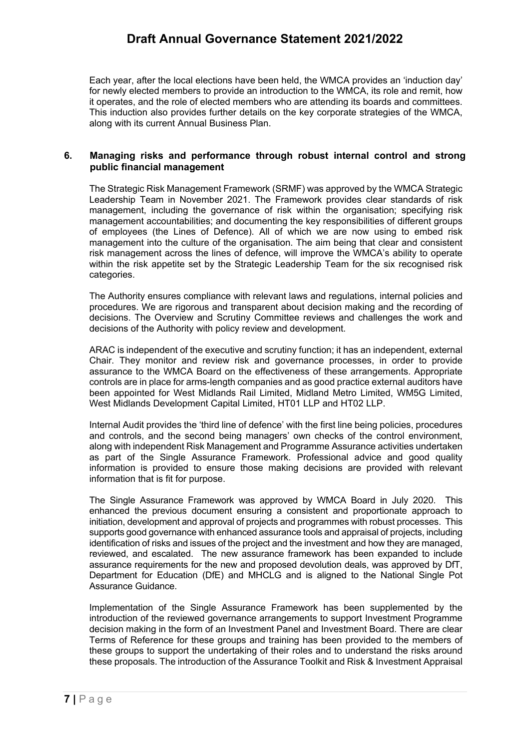Each year, after the local elections have been held, the WMCA provides an 'induction day' for newly elected members to provide an introduction to the WMCA, its role and remit, how it operates, and the role of elected members who are attending its boards and committees. This induction also provides further details on the key corporate strategies of the WMCA, along with its current Annual Business Plan.

## 6. Managing risks and performance through robust internal control and strong public financial management

The Strategic Risk Management Framework (SRMF) was approved by the WMCA Strategic Leadership Team in November 2021. The Framework provides clear standards of risk management, including the governance of risk within the organisation; specifying risk management accountabilities; and documenting the key responsibilities of different groups of employees (the Lines of Defence). All of which we are now using to embed risk management into the culture of the organisation. The aim being that clear and consistent risk management across the lines of defence, will improve the WMCA's ability to operate within the risk appetite set by the Strategic Leadership Team for the six recognised risk categories.

The Authority ensures compliance with relevant laws and regulations, internal policies and procedures. We are rigorous and transparent about decision making and the recording of decisions. The Overview and Scrutiny Committee reviews and challenges the work and decisions of the Authority with policy review and development.

ARAC is independent of the executive and scrutiny function; it has an independent, external Chair. They monitor and review risk and governance processes, in order to provide assurance to the WMCA Board on the effectiveness of these arrangements. Appropriate controls are in place for arms-length companies and as good practice external auditors have been appointed for West Midlands Rail Limited, Midland Metro Limited, WM5G Limited, West Midlands Development Capital Limited, HT01 LLP and HT02 LLP.

Internal Audit provides the 'third line of defence' with the first line being policies, procedures and controls, and the second being managers' own checks of the control environment, along with independent Risk Management and Programme Assurance activities undertaken as part of the Single Assurance Framework. Professional advice and good quality information is provided to ensure those making decisions are provided with relevant information that is fit for purpose.

The Single Assurance Framework was approved by WMCA Board in July 2020. This enhanced the previous document ensuring a consistent and proportionate approach to initiation, development and approval of projects and programmes with robust processes. This supports good governance with enhanced assurance tools and appraisal of projects, including identification of risks and issues of the project and the investment and how they are managed, reviewed, and escalated. The new assurance framework has been expanded to include assurance requirements for the new and proposed devolution deals, was approved by DfT, Department for Education (DfE) and MHCLG and is aligned to the National Single Pot Assurance Guidance.

Implementation of the Single Assurance Framework has been supplemented by the introduction of the reviewed governance arrangements to support Investment Programme decision making in the form of an Investment Panel and Investment Board. There are clear Terms of Reference for these groups and training has been provided to the members of these groups to support the undertaking of their roles and to understand the risks around these proposals. The introduction of the Assurance Toolkit and Risk & Investment Appraisal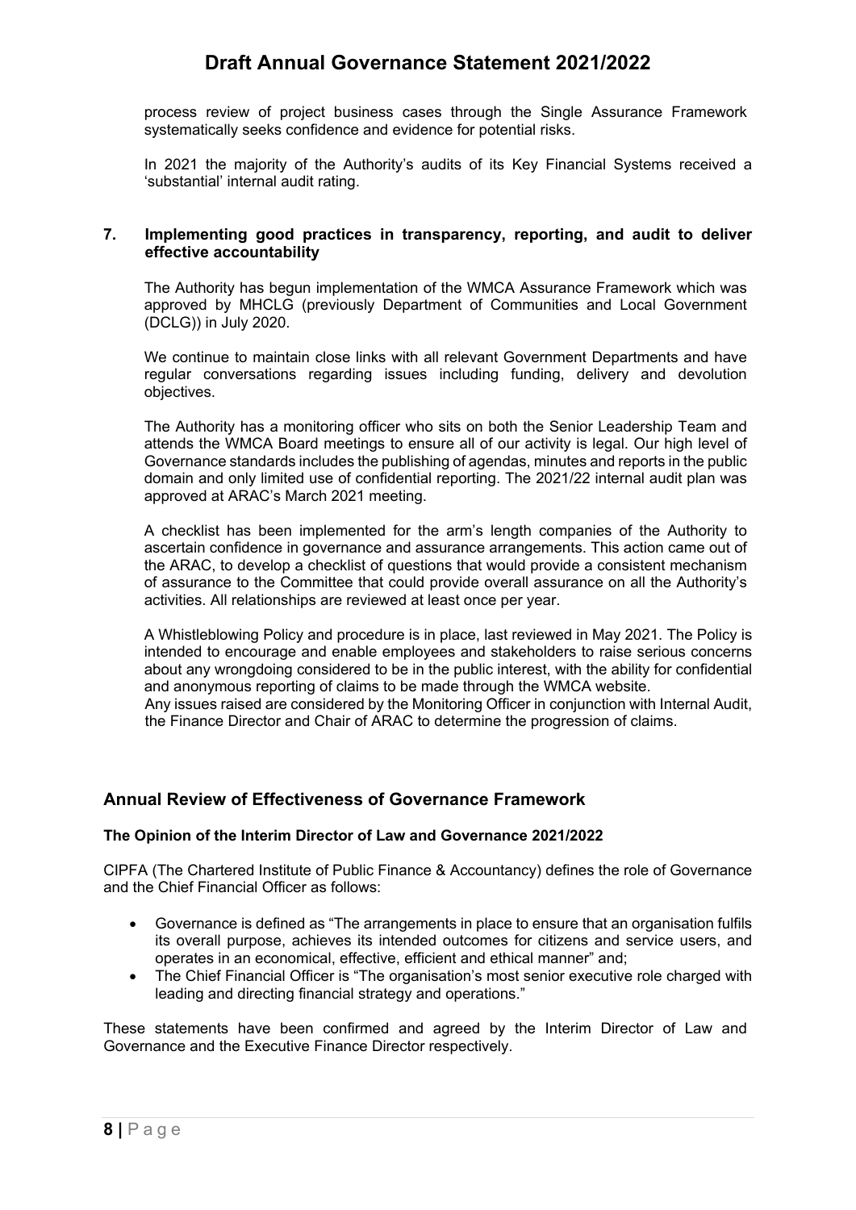process review of project business cases through the Single Assurance Framework systematically seeks confidence and evidence for potential risks.

In 2021 the majority of the Authority's audits of its Key Financial Systems received a 'substantial' internal audit rating.

### 7. Implementing good practices in transparency, reporting, and audit to deliver effective accountability

The Authority has begun implementation of the WMCA Assurance Framework which was approved by MHCLG (previously Department of Communities and Local Government (DCLG)) in July 2020.

We continue to maintain close links with all relevant Government Departments and have regular conversations regarding issues including funding, delivery and devolution objectives.

The Authority has a monitoring officer who sits on both the Senior Leadership Team and attends the WMCA Board meetings to ensure all of our activity is legal. Our high level of Governance standards includes the publishing of agendas, minutes and reports in the public domain and only limited use of confidential reporting. The 2021/22 internal audit plan was approved at ARAC's March 2021 meeting.

A checklist has been implemented for the arm's length companies of the Authority to ascertain confidence in governance and assurance arrangements. This action came out of the ARAC, to develop a checklist of questions that would provide a consistent mechanism of assurance to the Committee that could provide overall assurance on all the Authority's activities. All relationships are reviewed at least once per year.

A Whistleblowing Policy and procedure is in place, last reviewed in May 2021. The Policy is intended to encourage and enable employees and stakeholders to raise serious concerns about any wrongdoing considered to be in the public interest, with the ability for confidential and anonymous reporting of claims to be made through the WMCA website.
Any issues raised are considered by the Monitoring Officer in conjunction with Internal Audit, the Finance Director and Chair of ARAC to determine the progression of claims.

## Annual Review of Effectiveness of Governance Framework

**The Opinion of the Interim Director of Law and Governance 2021/2022**

CIPFA (The Chartered Institute of Public Finance & Accountancy) defines the role of Governance and the Chief Financial Officer as follows:

- Governance is defined as "The arrangements in place to ensure that an organisation fulfils its overall purpose, achieves its intended outcomes for citizens and service users, and operates in an economical, effective, efficient and ethical manner" and;
- The Chief Financial Officer is "The organisation's most senior executive role charged with leading and directing financial strategy and operations."

These statements have been confirmed and agreed by the Interim Director of Law and Governance and the Executive Finance Director respectively.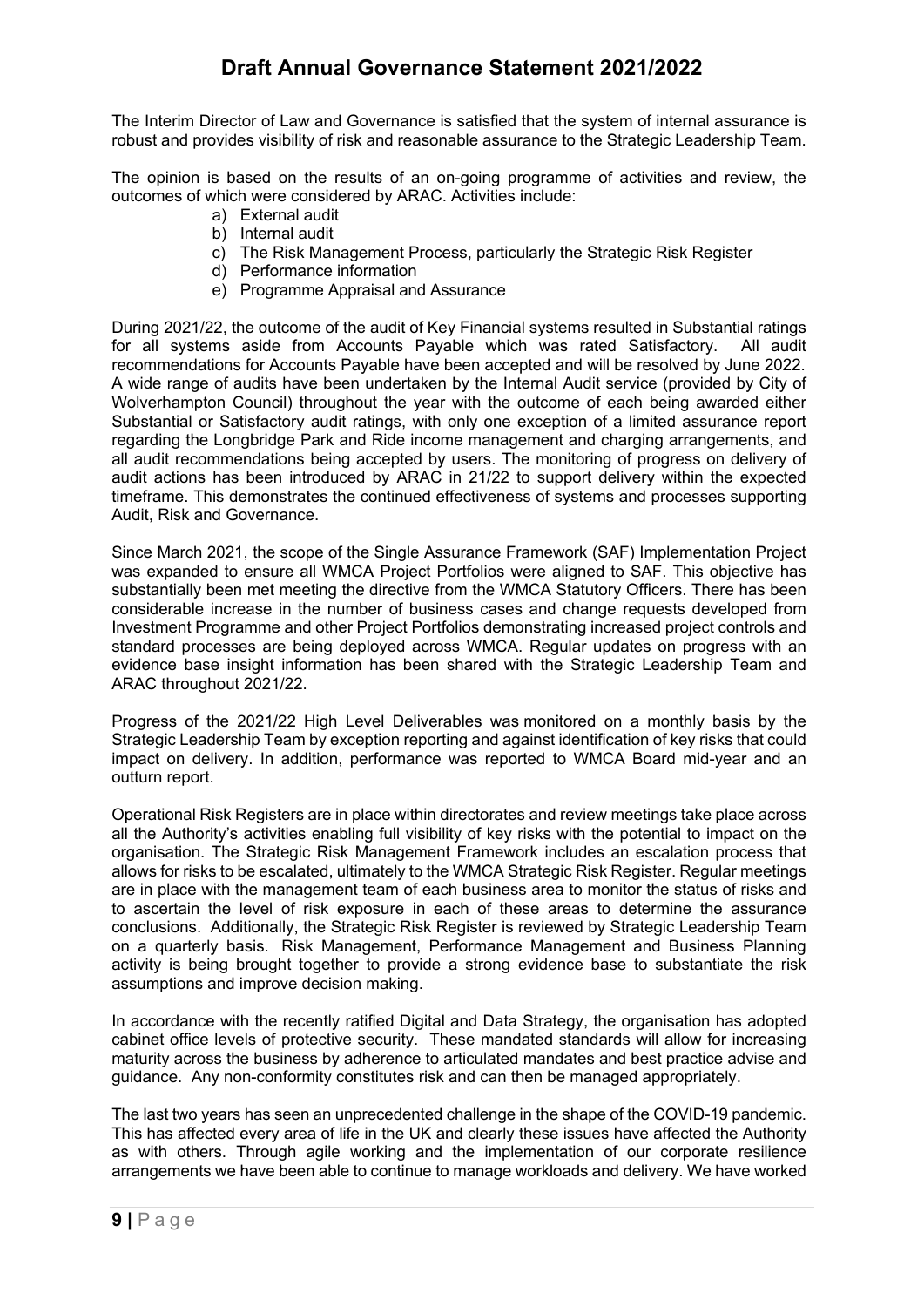The Interim Director of Law and Governance is satisfied that the system of internal assurance is robust and provides visibility of risk and reasonable assurance to the Strategic Leadership Team.

The opinion is based on the results of an on-going programme of activities and review, the outcomes of which were considered by ARAC. Activities include:

a) External audit
b) Internal audit
c) The Risk Management Process, particularly the Strategic Risk Register
d) Performance information
e) Programme Appraisal and Assurance

During 2021/22, the outcome of the audit of Key Financial systems resulted in Substantial ratings for all systems aside from Accounts Payable which was rated Satisfactory. All audit recommendations for Accounts Payable have been accepted and will be resolved by June 2022. A wide range of audits have been undertaken by the Internal Audit service (provided by City of Wolverhampton Council) throughout the year with the outcome of each being awarded either Substantial or Satisfactory audit ratings, with only one exception of a limited assurance report regarding the Longbridge Park and Ride income management and charging arrangements, and all audit recommendations being accepted by users. The monitoring of progress on delivery of audit actions has been introduced by ARAC in 21/22 to support delivery within the expected timeframe. This demonstrates the continued effectiveness of systems and processes supporting Audit, Risk and Governance.

Since March 2021, the scope of the Single Assurance Framework (SAF) Implementation Project was expanded to ensure all WMCA Project Portfolios were aligned to SAF. This objective has substantially been met meeting the directive from the WMCA Statutory Officers. There has been considerable increase in the number of business cases and change requests developed from Investment Programme and other Project Portfolios demonstrating increased project controls and standard processes are being deployed across WMCA. Regular updates on progress with an evidence base insight information has been shared with the Strategic Leadership Team and ARAC throughout 2021/22.

Progress of the 2021/22 High Level Deliverables was monitored on a monthly basis by the Strategic Leadership Team by exception reporting and against identification of key risks that could impact on delivery. In addition, performance was reported to WMCA Board mid-year and an outturn report.

Operational Risk Registers are in place within directorates and review meetings take place across all the Authority's activities enabling full visibility of key risks with the potential to impact on the organisation. The Strategic Risk Management Framework includes an escalation process that allows for risks to be escalated, ultimately to the WMCA Strategic Risk Register. Regular meetings are in place with the management team of each business area to monitor the status of risks and to ascertain the level of risk exposure in each of these areas to determine the assurance conclusions. Additionally, the Strategic Risk Register is reviewed by Strategic Leadership Team on a quarterly basis. Risk Management, Performance Management and Business Planning activity is being brought together to provide a strong evidence base to substantiate the risk assumptions and improve decision making.

In accordance with the recently ratified Digital and Data Strategy, the organisation has adopted cabinet office levels of protective security. These mandated standards will allow for increasing maturity across the business by adherence to articulated mandates and best practice advise and guidance. Any non-conformity constitutes risk and can then be managed appropriately.

The last two years has seen an unprecedented challenge in the shape of the COVID-19 pandemic. This has affected every area of life in the UK and clearly these issues have affected the Authority as with others. Through agile working and the implementation of our corporate resilience arrangements we have been able to continue to manage workloads and delivery. We have worked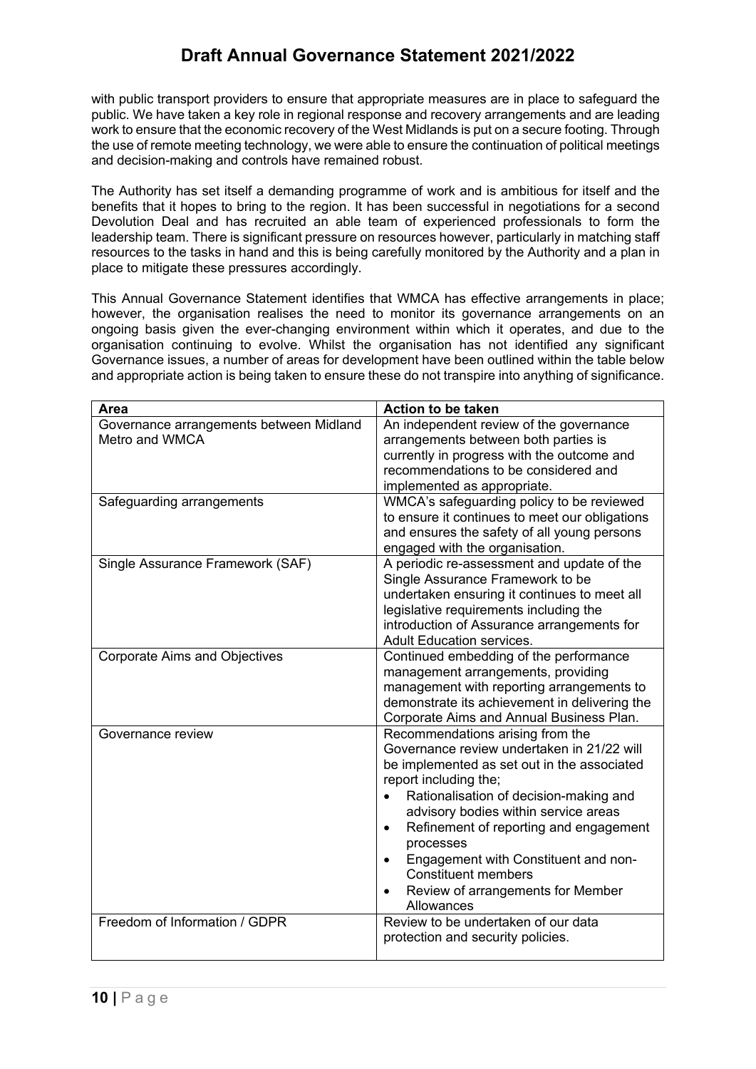with public transport providers to ensure that appropriate measures are in place to safeguard the public. We have taken a key role in regional response and recovery arrangements and are leading work to ensure that the economic recovery of the West Midlands is put on a secure footing. Through the use of remote meeting technology, we were able to ensure the continuation of political meetings and decision-making and controls have remained robust.

The Authority has set itself a demanding programme of work and is ambitious for itself and the benefits that it hopes to bring to the region. It has been successful in negotiations for a second Devolution Deal and has recruited an able team of experienced professionals to form the leadership team. There is significant pressure on resources however, particularly in matching staff resources to the tasks in hand and this is being carefully monitored by the Authority and a plan in place to mitigate these pressures accordingly.

This Annual Governance Statement identifies that WMCA has effective arrangements in place; however, the organisation realises the need to monitor its governance arrangements on an ongoing basis given the ever-changing environment within which it operates, and due to the organisation continuing to evolve. Whilst the organisation has not identified any significant Governance issues, a number of areas for development have been outlined within the table below and appropriate action is being taken to ensure these do not transpire into anything of significance.

| Area | Action to be taken |
|---|---|
| Governance arrangements between Midland Metro and WMCA | An independent review of the governance arrangements between both parties is currently in progress with the outcome and recommendations to be considered and implemented as appropriate. |
| Safeguarding arrangements | WMCA's safeguarding policy to be reviewed to ensure it continues to meet our obligations and ensures the safety of all young persons engaged with the organisation. |
| Single Assurance Framework (SAF) | A periodic re-assessment and update of the Single Assurance Framework to be undertaken ensuring it continues to meet all legislative requirements including the introduction of Assurance arrangements for Adult Education services. |
| Corporate Aims and Objectives | Continued embedding of the performance management arrangements, providing management with reporting arrangements to demonstrate its achievement in delivering the Corporate Aims and Annual Business Plan. |
| Governance review | Recommendations arising from the Governance review undertaken in 21/22 will be implemented as set out in the associated report including the;<br>• Rationalisation of decision-making and advisory bodies within service areas<br>• Refinement of reporting and engagement processes<br>• Engagement with Constituent and non-Constituent members<br>• Review of arrangements for Member Allowances |
| Freedom of Information / GDPR | Review to be undertaken of our data protection and security policies. |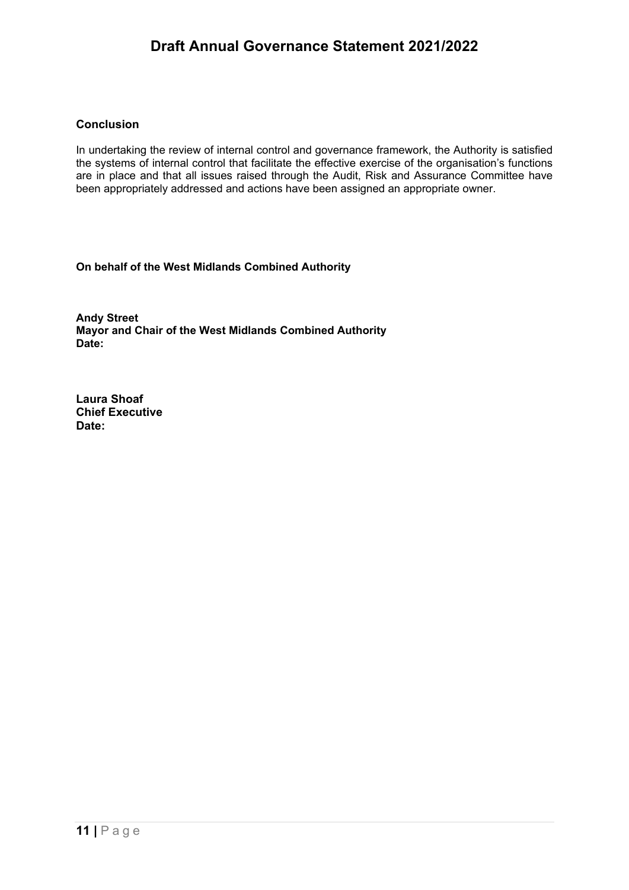## Conclusion

In undertaking the review of internal control and governance framework, the Authority is satisfied the systems of internal control that facilitate the effective exercise of the organisation's functions are in place and that all issues raised through the Audit, Risk and Assurance Committee have been appropriately addressed and actions have been assigned an appropriate owner.

**On behalf of the West Midlands Combined Authority**

**Andy Street**
**Mayor and Chair of the West Midlands Combined Authority**
**Date:**

**Laura Shoaf**
**Chief Executive**
**Date:**